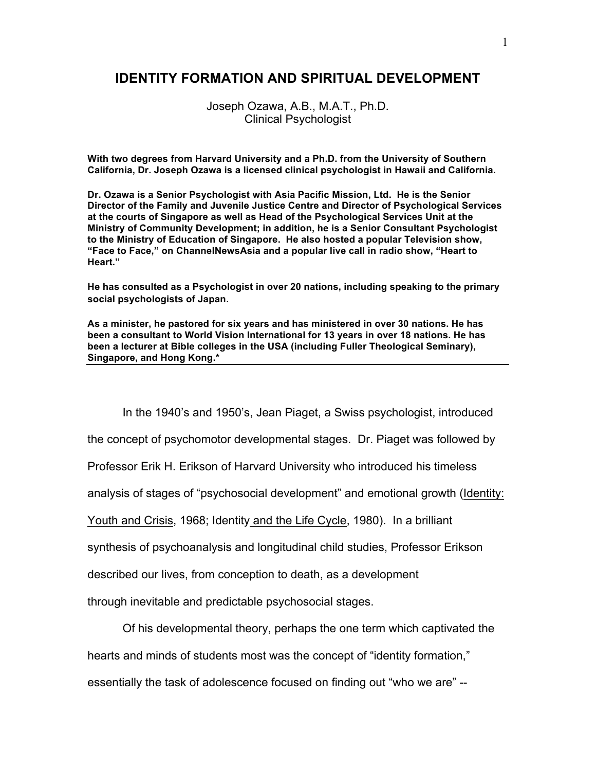# IDENTITY FORMATION AND SPIRITUAL DEVELOPMENT

Joseph Ozawa, A.B., M.A.T., Ph.D.
Clinical Psychologist

**With two degrees from Harvard University and a Ph.D. from the University of Southern California, Dr. Joseph Ozawa is a licensed clinical psychologist in Hawaii and California.**

**Dr. Ozawa is a Senior Psychologist with Asia Pacific Mission, Ltd. He is the Senior Director of the Family and Juvenile Justice Centre and Director of Psychological Services at the courts of Singapore as well as Head of the Psychological Services Unit at the Ministry of Community Development; in addition, he is a Senior Consultant Psychologist to the Ministry of Education of Singapore. He also hosted a popular Television show, "Face to Face," on ChannelNewsAsia and a popular live call in radio show, "Heart to Heart."**

**He has consulted as a Psychologist in over 20 nations, including speaking to the primary social psychologists of Japan.**

**As a minister, he pastored for six years and has ministered in over 30 nations. He has been a consultant to World Vision International for 13 years in over 18 nations. He has been a lecturer at Bible colleges in the USA (including Fuller Theological Seminary), Singapore, and Hong Kong.***

---

In the 1940's and 1950's, Jean Piaget, a Swiss psychologist, introduced the concept of psychomotor developmental stages. Dr. Piaget was followed by Professor Erik H. Erikson of Harvard University who introduced his timeless analysis of stages of "psychosocial development" and emotional growth (Identity: Youth and Crisis, 1968; Identity and the Life Cycle, 1980). In a brilliant synthesis of psychoanalysis and longitudinal child studies, Professor Erikson described our lives, from conception to death, as a development through inevitable and predictable psychosocial stages.

Of his developmental theory, perhaps the one term which captivated the hearts and minds of students most was the concept of "identity formation," essentially the task of adolescence focused on finding out "who we are" --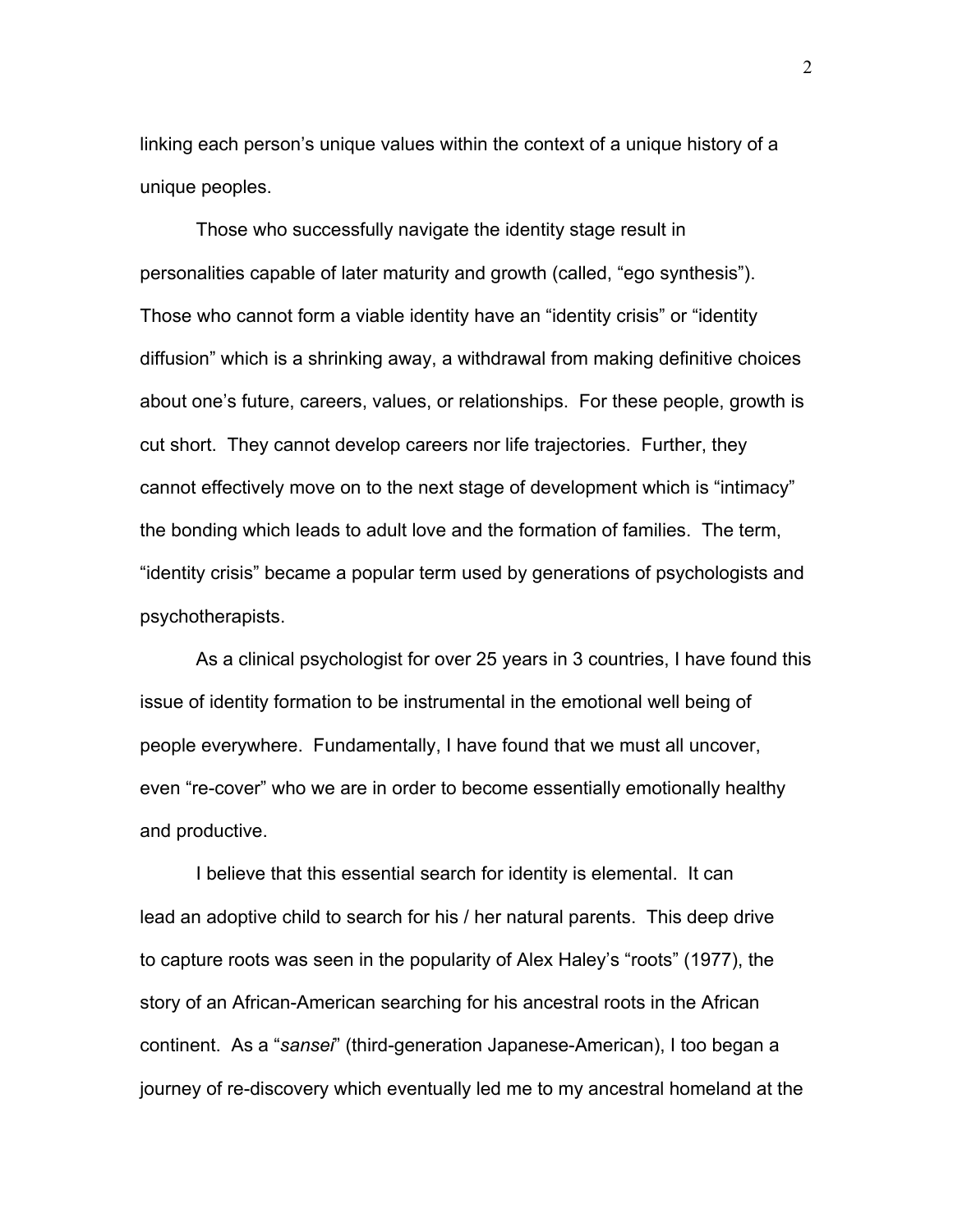linking each person's unique values within the context of a unique history of a unique peoples.

Those who successfully navigate the identity stage result in personalities capable of later maturity and growth (called, "ego synthesis"). Those who cannot form a viable identity have an "identity crisis" or "identity diffusion" which is a shrinking away, a withdrawal from making definitive choices about one's future, careers, values, or relationships. For these people, growth is cut short. They cannot develop careers nor life trajectories. Further, they cannot effectively move on to the next stage of development which is "intimacy" the bonding which leads to adult love and the formation of families. The term, "identity crisis" became a popular term used by generations of psychologists and psychotherapists.

As a clinical psychologist for over 25 years in 3 countries, I have found this issue of identity formation to be instrumental in the emotional well being of people everywhere. Fundamentally, I have found that we must all uncover, even "re-cover" who we are in order to become essentially emotionally healthy and productive.

I believe that this essential search for identity is elemental. It can lead an adoptive child to search for his / her natural parents. This deep drive to capture roots was seen in the popularity of Alex Haley's "roots" (1977), the story of an African-American searching for his ancestral roots in the African continent. As a "*sansei*" (third-generation Japanese-American), I too began a journey of re-discovery which eventually led me to my ancestral homeland at the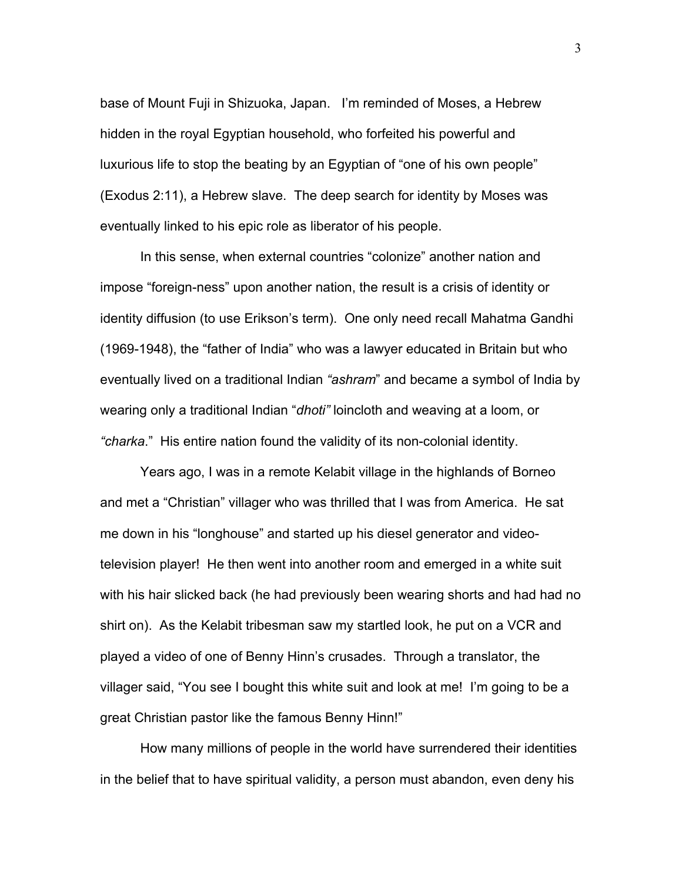base of Mount Fuji in Shizuoka, Japan. I'm reminded of Moses, a Hebrew hidden in the royal Egyptian household, who forfeited his powerful and luxurious life to stop the beating by an Egyptian of "one of his own people" (Exodus 2:11), a Hebrew slave. The deep search for identity by Moses was eventually linked to his epic role as liberator of his people.

In this sense, when external countries "colonize" another nation and impose "foreign-ness" upon another nation, the result is a crisis of identity or identity diffusion (to use Erikson's term). One only need recall Mahatma Gandhi (1969-1948), the "father of India" who was a lawyer educated in Britain but who eventually lived on a traditional Indian *"ashram*" and became a symbol of India by wearing only a traditional Indian "*dhoti"* loincloth and weaving at a loom, or *"charka*." His entire nation found the validity of its non-colonial identity.

Years ago, I was in a remote Kelabit village in the highlands of Borneo and met a "Christian" villager who was thrilled that I was from America. He sat me down in his "longhouse" and started up his diesel generator and video-television player! He then went into another room and emerged in a white suit with his hair slicked back (he had previously been wearing shorts and had had no shirt on). As the Kelabit tribesman saw my startled look, he put on a VCR and played a video of one of Benny Hinn's crusades. Through a translator, the villager said, "You see I bought this white suit and look at me! I'm going to be a great Christian pastor like the famous Benny Hinn!"

How many millions of people in the world have surrendered their identities in the belief that to have spiritual validity, a person must abandon, even deny his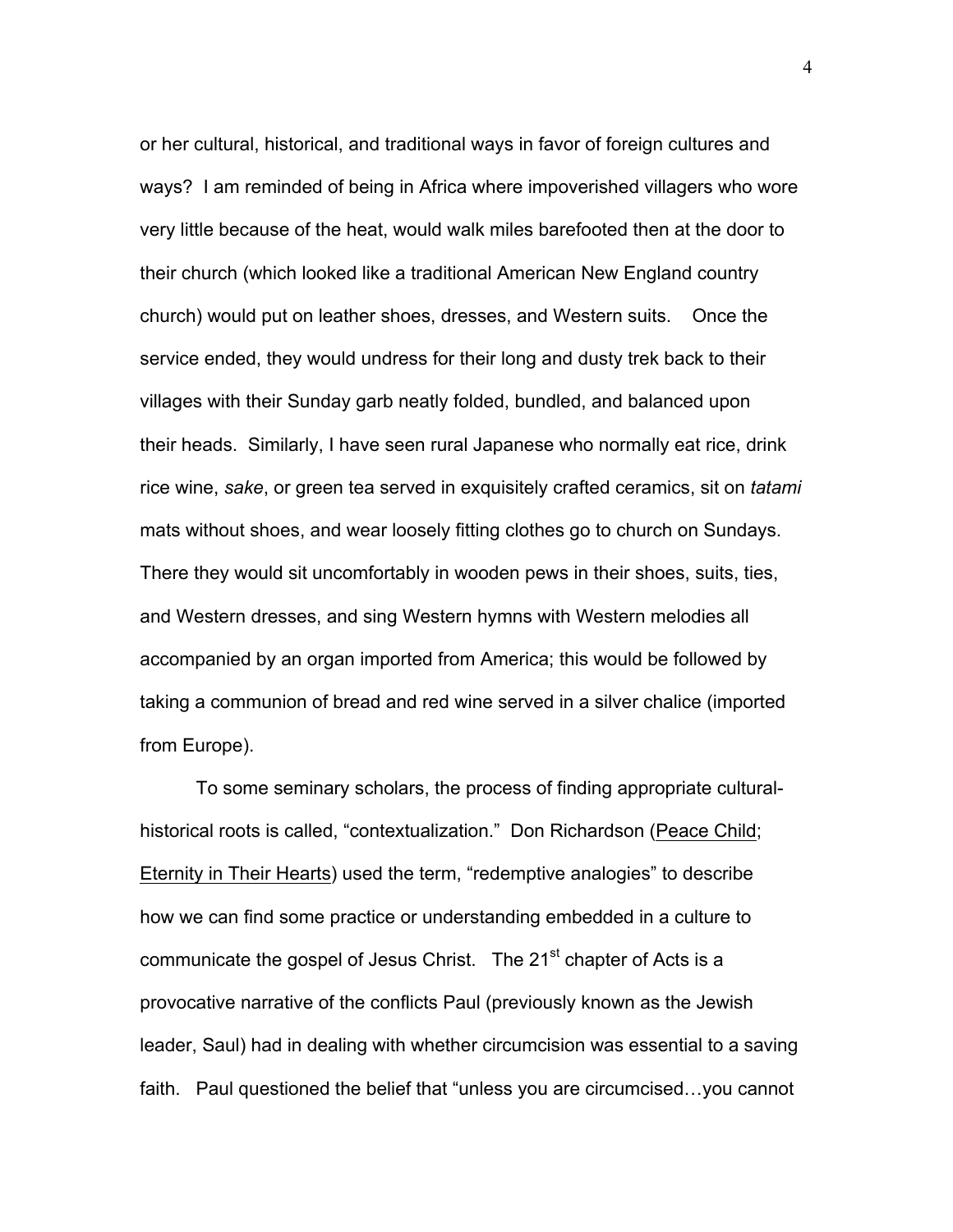or her cultural, historical, and traditional ways in favor of foreign cultures and ways? I am reminded of being in Africa where impoverished villagers who wore very little because of the heat, would walk miles barefooted then at the door to their church (which looked like a traditional American New England country church) would put on leather shoes, dresses, and Western suits. Once the service ended, they would undress for their long and dusty trek back to their villages with their Sunday garb neatly folded, bundled, and balanced upon their heads. Similarly, I have seen rural Japanese who normally eat rice, drink rice wine, *sake*, or green tea served in exquisitely crafted ceramics, sit on *tatami* mats without shoes, and wear loosely fitting clothes go to church on Sundays. There they would sit uncomfortably in wooden pews in their shoes, suits, ties, and Western dresses, and sing Western hymns with Western melodies all accompanied by an organ imported from America; this would be followed by taking a communion of bread and red wine served in a silver chalice (imported from Europe).

To some seminary scholars, the process of finding appropriate cultural-historical roots is called, "contextualization." Don Richardson (<u>Peace Child</u>; <u>Eternity in Their Hearts</u>) used the term, "redemptive analogies" to describe how we can find some practice or understanding embedded in a culture to communicate the gospel of Jesus Christ. The 21st chapter of Acts is a provocative narrative of the conflicts Paul (previously known as the Jewish leader, Saul) had in dealing with whether circumcision was essential to a saving faith. Paul questioned the belief that "unless you are circumcised…you cannot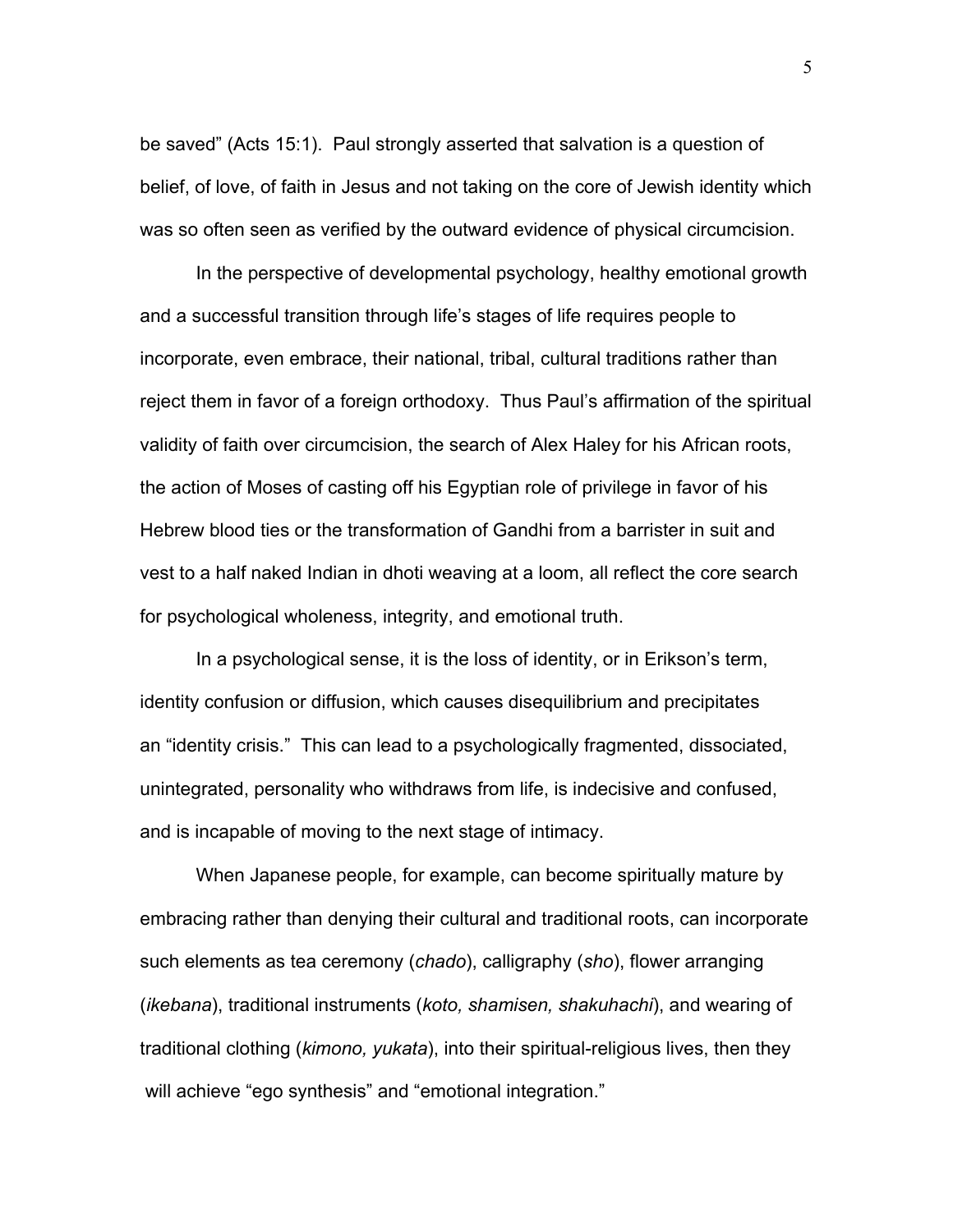be saved" (Acts 15:1). Paul strongly asserted that salvation is a question of belief, of love, of faith in Jesus and not taking on the core of Jewish identity which was so often seen as verified by the outward evidence of physical circumcision.

In the perspective of developmental psychology, healthy emotional growth and a successful transition through life's stages of life requires people to incorporate, even embrace, their national, tribal, cultural traditions rather than reject them in favor of a foreign orthodoxy. Thus Paul's affirmation of the spiritual validity of faith over circumcision, the search of Alex Haley for his African roots, the action of Moses of casting off his Egyptian role of privilege in favor of his Hebrew blood ties or the transformation of Gandhi from a barrister in suit and vest to a half naked Indian in dhoti weaving at a loom, all reflect the core search for psychological wholeness, integrity, and emotional truth.

In a psychological sense, it is the loss of identity, or in Erikson's term, identity confusion or diffusion, which causes disequilibrium and precipitates an "identity crisis." This can lead to a psychologically fragmented, dissociated, unintegrated, personality who withdraws from life, is indecisive and confused, and is incapable of moving to the next stage of intimacy.

When Japanese people, for example, can become spiritually mature by embracing rather than denying their cultural and traditional roots, can incorporate such elements as tea ceremony (*chado*), calligraphy (*sho*), flower arranging (*ikebana*), traditional instruments (*koto, shamisen, shakuhachi*), and wearing of traditional clothing (*kimono, yukata*), into their spiritual-religious lives, then they will achieve "ego synthesis" and "emotional integration."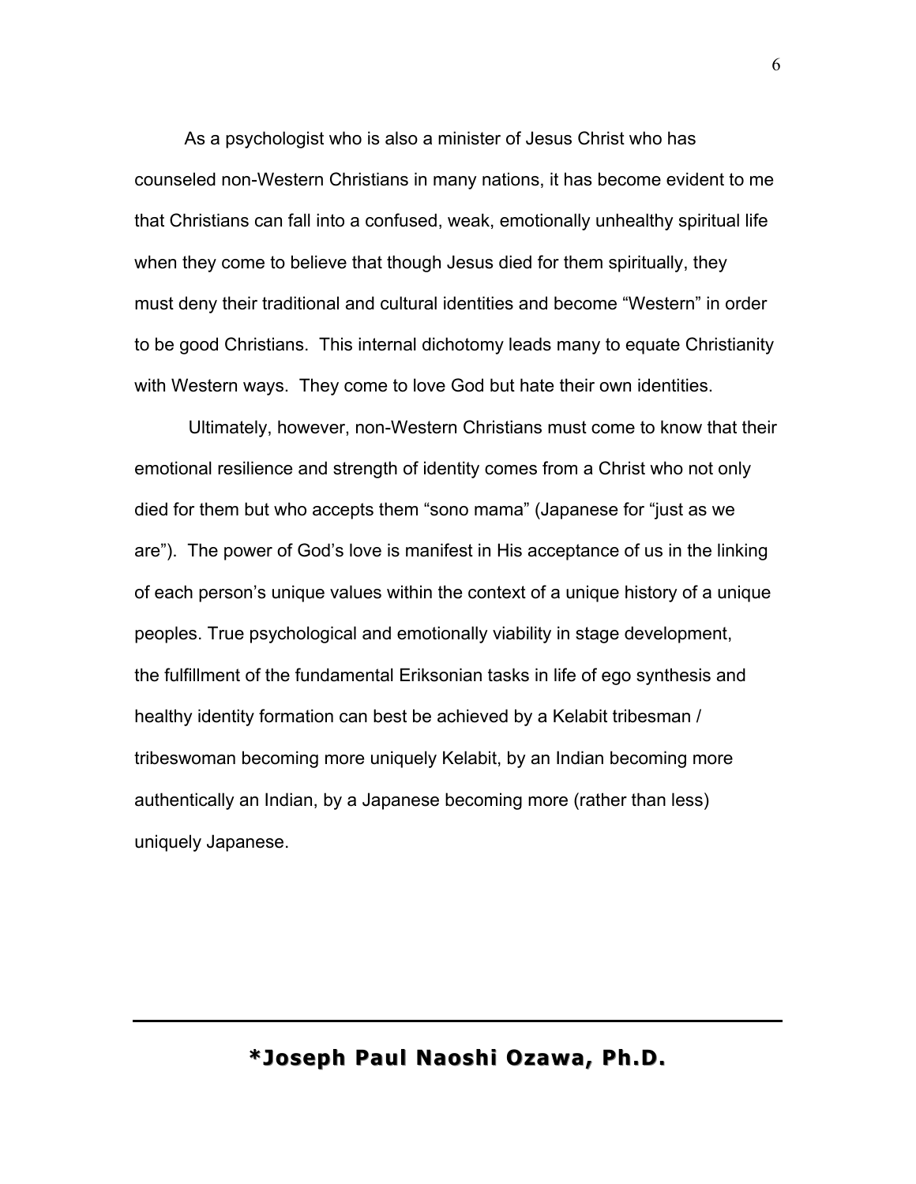As a psychologist who is also a minister of Jesus Christ who has counseled non-Western Christians in many nations, it has become evident to me that Christians can fall into a confused, weak, emotionally unhealthy spiritual life when they come to believe that though Jesus died for them spiritually, they must deny their traditional and cultural identities and become "Western" in order to be good Christians. This internal dichotomy leads many to equate Christianity with Western ways. They come to love God but hate their own identities.

Ultimately, however, non-Western Christians must come to know that their emotional resilience and strength of identity comes from a Christ who not only died for them but who accepts them "sono mama" (Japanese for "just as we are"). The power of God's love is manifest in His acceptance of us in the linking of each person's unique values within the context of a unique history of a unique peoples. True psychological and emotionally viability in stage development, the fulfillment of the fundamental Eriksonian tasks in life of ego synthesis and healthy identity formation can best be achieved by a Kelabit tribesman / tribeswoman becoming more uniquely Kelabit, by an Indian becoming more authentically an Indian, by a Japanese becoming more (rather than less) uniquely Japanese.

---

**\*Joseph Paul Naoshi Ozawa, Ph.D.**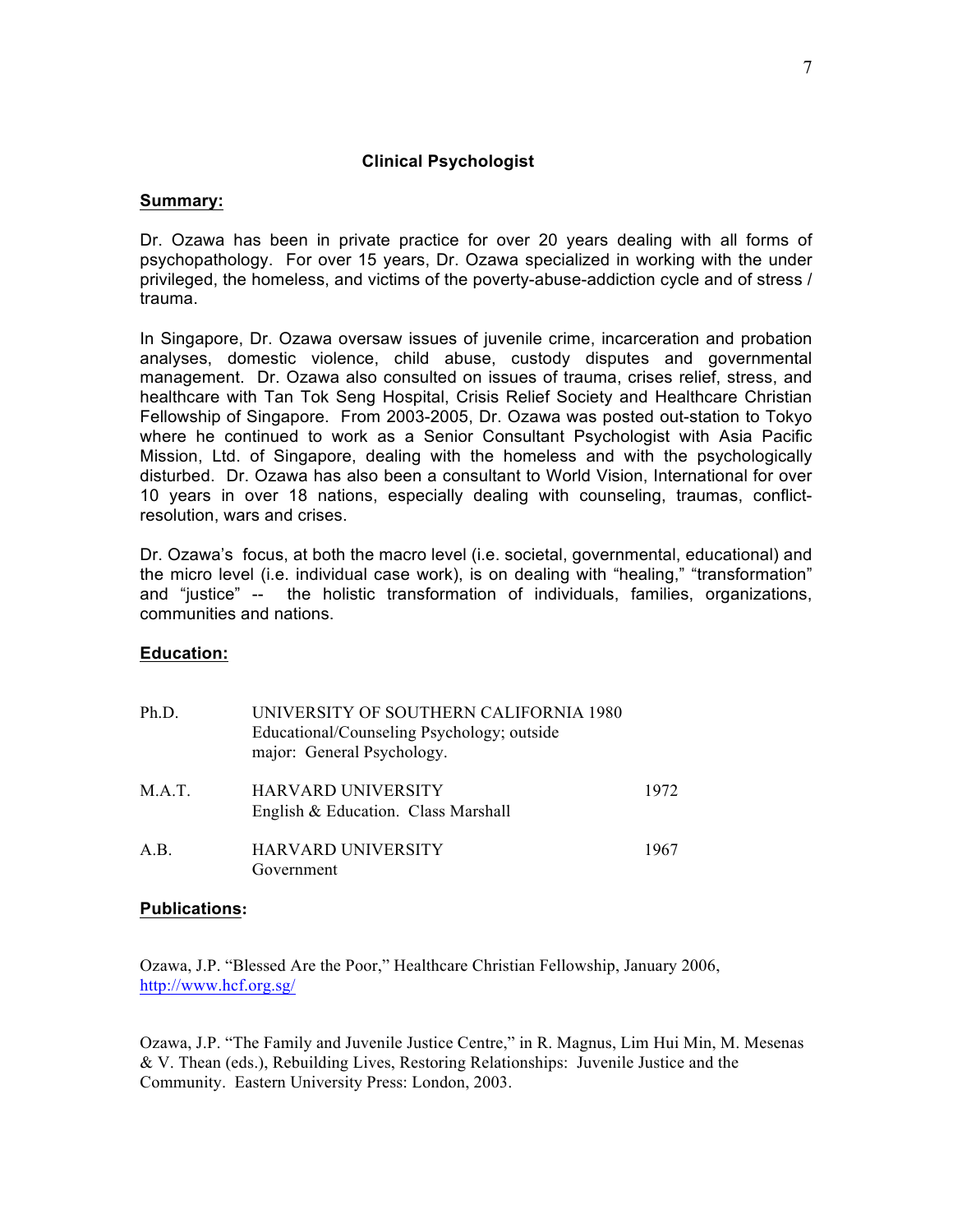## Clinical Psychologist

### Summary:

Dr. Ozawa has been in private practice for over 20 years dealing with all forms of psychopathology. For over 15 years, Dr. Ozawa specialized in working with the under privileged, the homeless, and victims of the poverty-abuse-addiction cycle and of stress / trauma.

In Singapore, Dr. Ozawa oversaw issues of juvenile crime, incarceration and probation analyses, domestic violence, child abuse, custody disputes and governmental management. Dr. Ozawa also consulted on issues of trauma, crises relief, stress, and healthcare with Tan Tok Seng Hospital, Crisis Relief Society and Healthcare Christian Fellowship of Singapore. From 2003-2005, Dr. Ozawa was posted out-station to Tokyo where he continued to work as a Senior Consultant Psychologist with Asia Pacific Mission, Ltd. of Singapore, dealing with the homeless and with the psychologically disturbed. Dr. Ozawa has also been a consultant to World Vision, International for over 10 years in over 18 nations, especially dealing with counseling, traumas, conflict-resolution, wars and crises.

Dr. Ozawa's focus, at both the macro level (i.e. societal, governmental, educational) and the micro level (i.e. individual case work), is on dealing with "healing," "transformation" and "justice" -- the holistic transformation of individuals, families, organizations, communities and nations.

### Education:

| | | |
|---|---|---|
| Ph.D. | UNIVERSITY OF SOUTHERN CALIFORNIA 1980<br>Educational/Counseling Psychology; outside major: General Psychology. | |
| M.A.T. | HARVARD UNIVERSITY<br>English & Education. Class Marshall | 1972 |
| A.B. | HARVARD UNIVERSITY<br>Government | 1967 |

### Publications:

Ozawa, J.P. "Blessed Are the Poor," Healthcare Christian Fellowship, January 2006, http://www.hcf.org.sg/

Ozawa, J.P. "The Family and Juvenile Justice Centre," in R. Magnus, Lim Hui Min, M. Mesenas & V. Thean (eds.), Rebuilding Lives, Restoring Relationships: Juvenile Justice and the Community. Eastern University Press: London, 2003.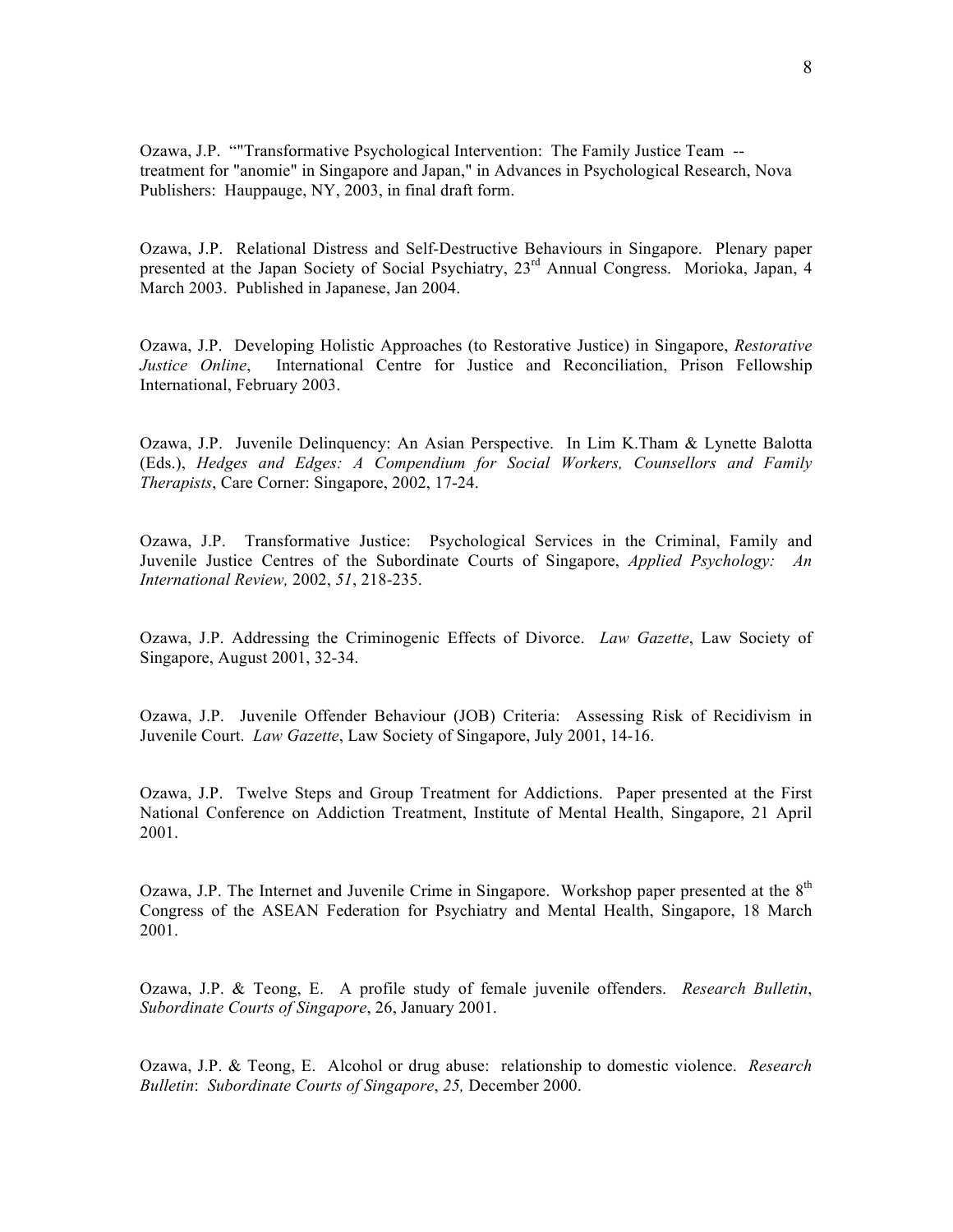Ozawa, J.P. “"Transformative Psychological Intervention: The Family Justice Team -- treatment for "anomie" in Singapore and Japan," in Advances in Psychological Research, Nova Publishers: Hauppauge, NY, 2003, in final draft form.

Ozawa, J.P. Relational Distress and Self-Destructive Behaviours in Singapore. Plenary paper presented at the Japan Society of Social Psychiatry, 23rd Annual Congress. Morioka, Japan, 4 March 2003. Published in Japanese, Jan 2004.

Ozawa, J.P. Developing Holistic Approaches (to Restorative Justice) in Singapore, *Restorative Justice Online*, International Centre for Justice and Reconciliation, Prison Fellowship International, February 2003.

Ozawa, J.P. Juvenile Delinquency: An Asian Perspective. In Lim K.Tham & Lynette Balotta (Eds.), *Hedges and Edges: A Compendium for Social Workers, Counsellors and Family Therapists*, Care Corner: Singapore, 2002, 17-24.

Ozawa, J.P. Transformative Justice: Psychological Services in the Criminal, Family and Juvenile Justice Centres of the Subordinate Courts of Singapore, *Applied Psychology: An International Review,* 2002, *51*, 218-235.

Ozawa, J.P. Addressing the Criminogenic Effects of Divorce. *Law Gazette*, Law Society of Singapore, August 2001, 32-34.

Ozawa, J.P. Juvenile Offender Behaviour (JOB) Criteria: Assessing Risk of Recidivism in Juvenile Court. *Law Gazette*, Law Society of Singapore, July 2001, 14-16.

Ozawa, J.P. Twelve Steps and Group Treatment for Addictions. Paper presented at the First National Conference on Addiction Treatment, Institute of Mental Health, Singapore, 21 April 2001.

Ozawa, J.P. The Internet and Juvenile Crime in Singapore. Workshop paper presented at the 8th Congress of the ASEAN Federation for Psychiatry and Mental Health, Singapore, 18 March 2001.

Ozawa, J.P. & Teong, E. A profile study of female juvenile offenders. *Research Bulletin*, *Subordinate Courts of Singapore*, 26, January 2001.

Ozawa, J.P. & Teong, E. Alcohol or drug abuse: relationship to domestic violence. *Research Bulletin*: *Subordinate Courts of Singapore*, *25,* December 2000.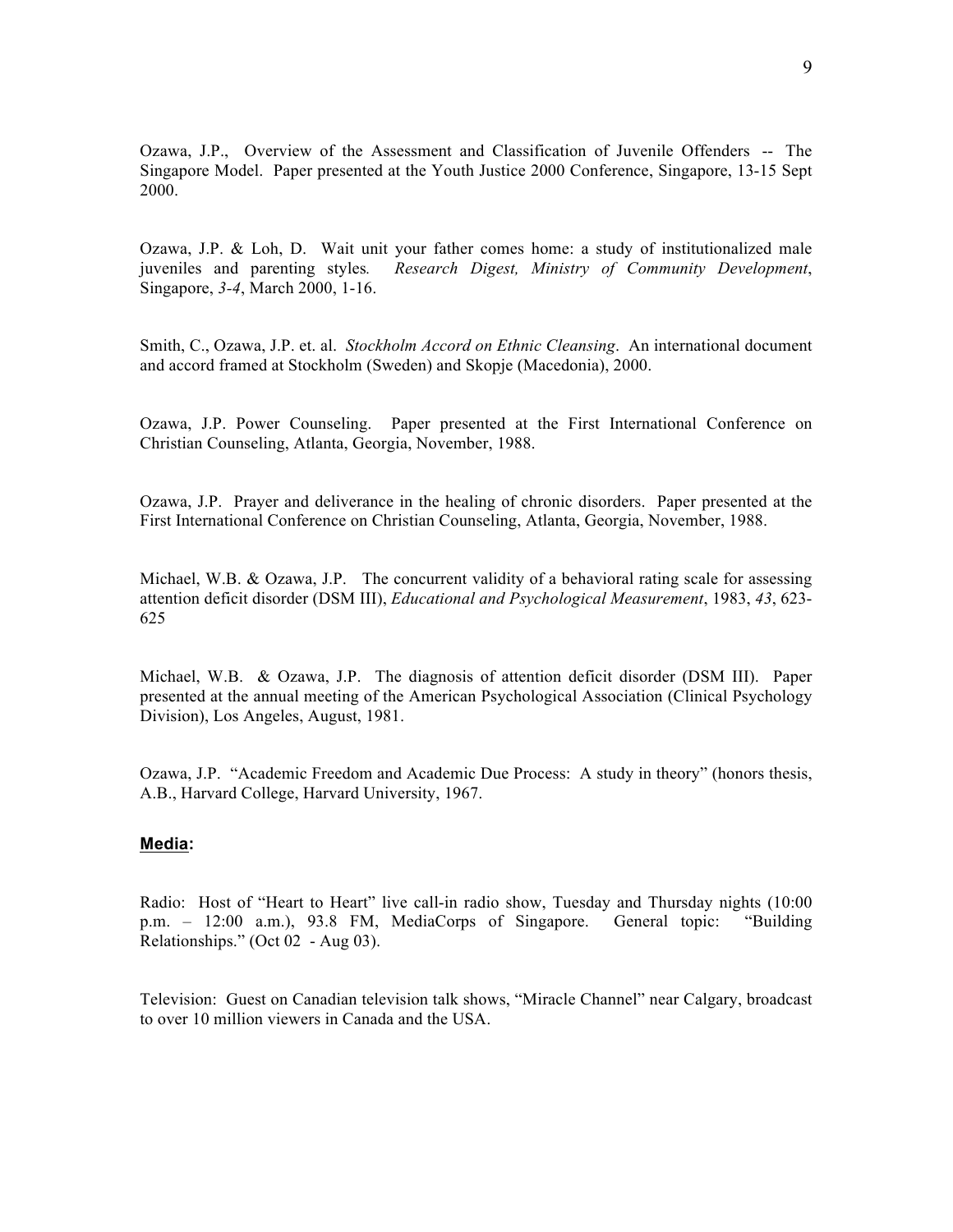Ozawa, J.P., Overview of the Assessment and Classification of Juvenile Offenders -- The Singapore Model. Paper presented at the Youth Justice 2000 Conference, Singapore, 13-15 Sept 2000.

Ozawa, J.P. & Loh, D. Wait unit your father comes home: a study of institutionalized male juveniles and parenting styles. *Research Digest, Ministry of Community Development*, Singapore, *3-4*, March 2000, 1-16.

Smith, C., Ozawa, J.P. et. al. *Stockholm Accord on Ethnic Cleansing*. An international document and accord framed at Stockholm (Sweden) and Skopje (Macedonia), 2000.

Ozawa, J.P. Power Counseling. Paper presented at the First International Conference on Christian Counseling, Atlanta, Georgia, November, 1988.

Ozawa, J.P. Prayer and deliverance in the healing of chronic disorders. Paper presented at the First International Conference on Christian Counseling, Atlanta, Georgia, November, 1988.

Michael, W.B. & Ozawa, J.P. The concurrent validity of a behavioral rating scale for assessing attention deficit disorder (DSM III), *Educational and Psychological Measurement*, 1983, *43*, 623-625

Michael, W.B. & Ozawa, J.P. The diagnosis of attention deficit disorder (DSM III). Paper presented at the annual meeting of the American Psychological Association (Clinical Psychology Division), Los Angeles, August, 1981.

Ozawa, J.P. "Academic Freedom and Academic Due Process: A study in theory" (honors thesis, A.B., Harvard College, Harvard University, 1967.

**Media:**

Radio: Host of "Heart to Heart" live call-in radio show, Tuesday and Thursday nights (10:00 p.m. – 12:00 a.m.), 93.8 FM, MediaCorps of Singapore. General topic: "Building Relationships." (Oct 02 - Aug 03).

Television: Guest on Canadian television talk shows, "Miracle Channel" near Calgary, broadcast to over 10 million viewers in Canada and the USA.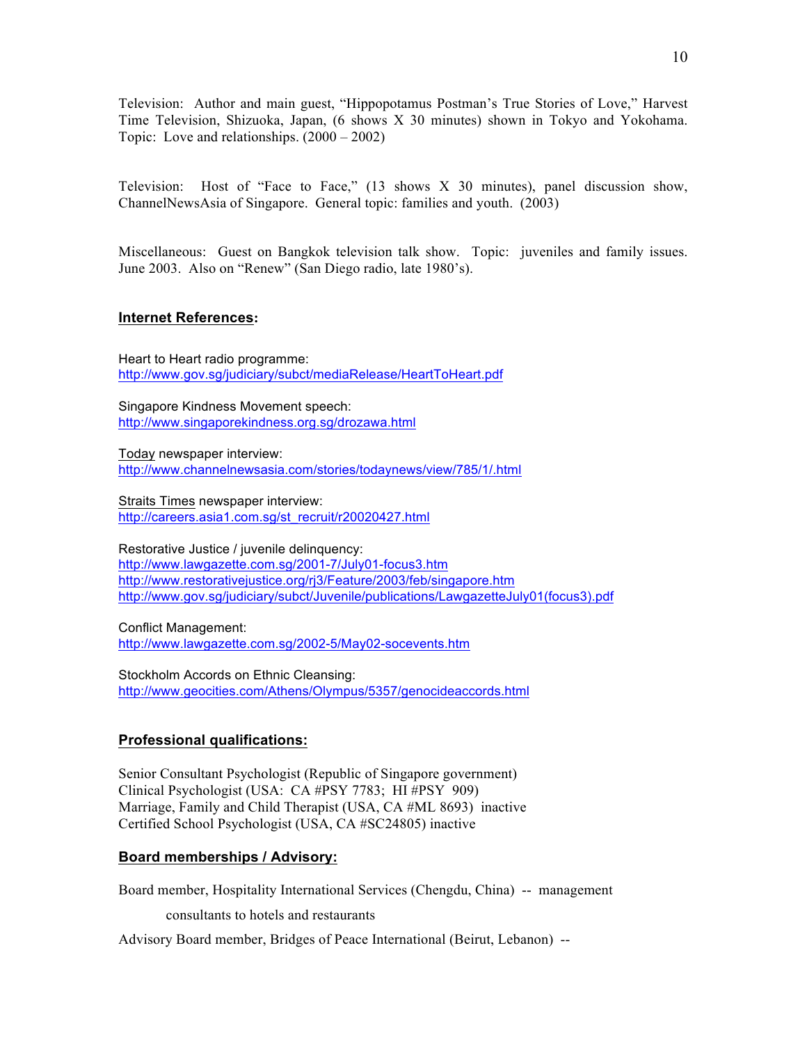Television: Author and main guest, "Hippopotamus Postman's True Stories of Love," Harvest Time Television, Shizuoka, Japan, (6 shows X 30 minutes) shown in Tokyo and Yokohama. Topic: Love and relationships. (2000 – 2002)

Television: Host of "Face to Face," (13 shows X 30 minutes), panel discussion show, ChannelNewsAsia of Singapore. General topic: families and youth. (2003)

Miscellaneous: Guest on Bangkok television talk show. Topic: juveniles and family issues. June 2003. Also on "Renew" (San Diego radio, late 1980's).

## Internet References:

Heart to Heart radio programme:
http://www.gov.sg/judiciary/subct/mediaRelease/HeartToHeart.pdf

Singapore Kindness Movement speech:
http://www.singaporekindness.org.sg/drozawa.html

Today newspaper interview:
http://www.channelnewsasia.com/stories/todaynews/view/785/1/.html

Straits Times newspaper interview:
http://careers.asia1.com.sg/st_recruit/r20020427.html

Restorative Justice / juvenile delinquency:
http://www.lawgazette.com.sg/2001-7/July01-focus3.htm
http://www.restorativejustice.org/rj3/Feature/2003/feb/singapore.htm
http://www.gov.sg/judiciary/subct/Juvenile/publications/LawgazetteJuly01(focus3).pdf

Conflict Management:
http://www.lawgazette.com.sg/2002-5/May02-socevents.htm

Stockholm Accords on Ethnic Cleansing:
http://www.geocities.com/Athens/Olympus/5357/genocideaccords.html

## Professional qualifications:

Senior Consultant Psychologist (Republic of Singapore government)
Clinical Psychologist (USA: CA #PSY 7783; HI #PSY 909)
Marriage, Family and Child Therapist (USA, CA #ML 8693) inactive
Certified School Psychologist (USA, CA #SC24805) inactive

## Board memberships / Advisory:

Board member, Hospitality International Services (Chengdu, China) -- management consultants to hotels and restaurants

Advisory Board member, Bridges of Peace International (Beirut, Lebanon) --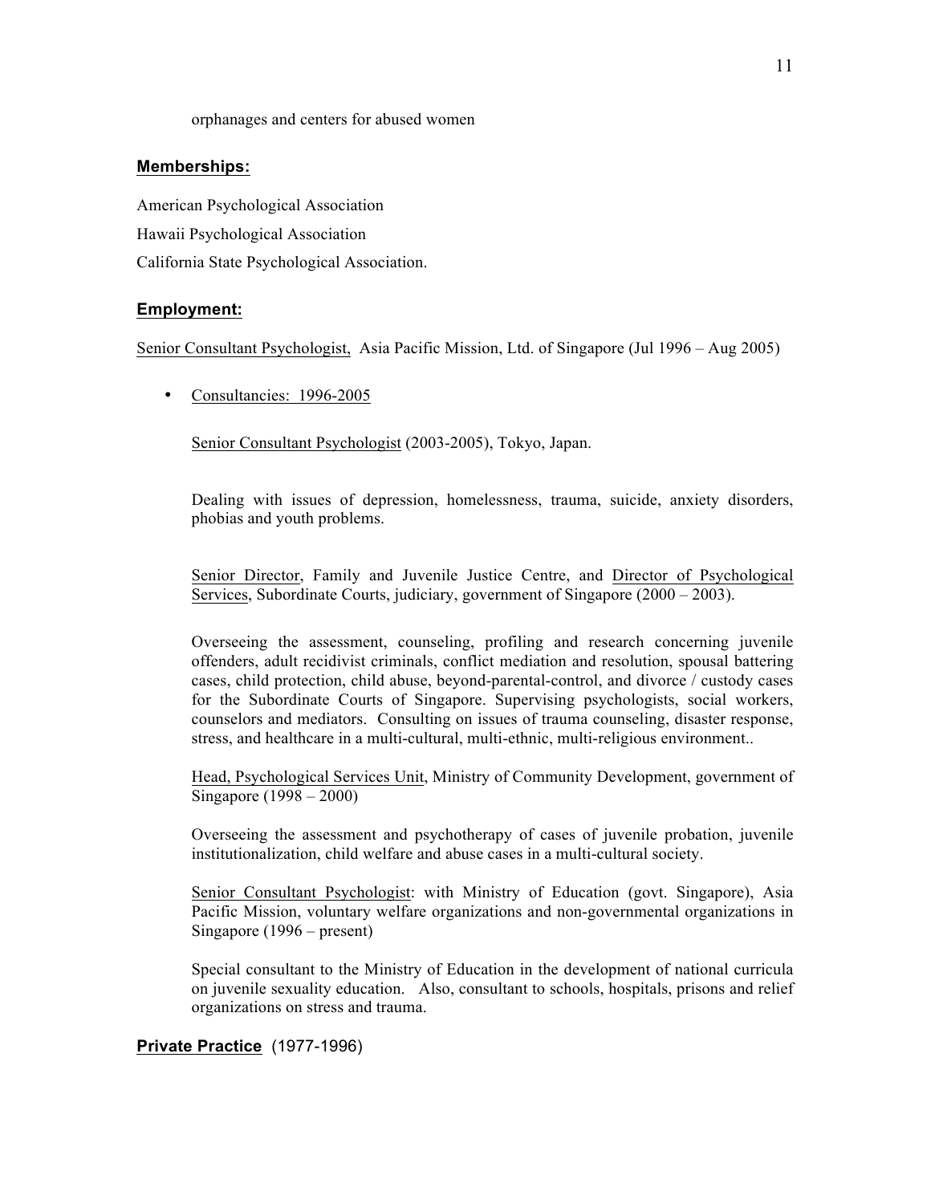orphanages and centers for abused women

### Memberships:

American Psychological Association

Hawaii Psychological Association

California State Psychological Association.

### Employment:

Senior Consultant Psychologist, Asia Pacific Mission, Ltd. of Singapore (Jul 1996 – Aug 2005)

- Consultancies: 1996-2005

  Senior Consultant Psychologist (2003-2005), Tokyo, Japan.

  Dealing with issues of depression, homelessness, trauma, suicide, anxiety disorders, phobias and youth problems.

  Senior Director, Family and Juvenile Justice Centre, and Director of Psychological Services, Subordinate Courts, judiciary, government of Singapore (2000 – 2003).

  Overseeing the assessment, counseling, profiling and research concerning juvenile offenders, adult recidivist criminals, conflict mediation and resolution, spousal battering cases, child protection, child abuse, beyond-parental-control, and divorce / custody cases for the Subordinate Courts of Singapore. Supervising psychologists, social workers, counselors and mediators. Consulting on issues of trauma counseling, disaster response, stress, and healthcare in a multi-cultural, multi-ethnic, multi-religious environment..

  Head, Psychological Services Unit, Ministry of Community Development, government of Singapore (1998 – 2000)

  Overseeing the assessment and psychotherapy of cases of juvenile probation, juvenile institutionalization, child welfare and abuse cases in a multi-cultural society.

  Senior Consultant Psychologist: with Ministry of Education (govt. Singapore), Asia Pacific Mission, voluntary welfare organizations and non-governmental organizations in Singapore (1996 – present)

  Special consultant to the Ministry of Education in the development of national curricula on juvenile sexuality education. Also, consultant to schools, hospitals, prisons and relief organizations on stress and trauma.

### Private Practice (1977-1996)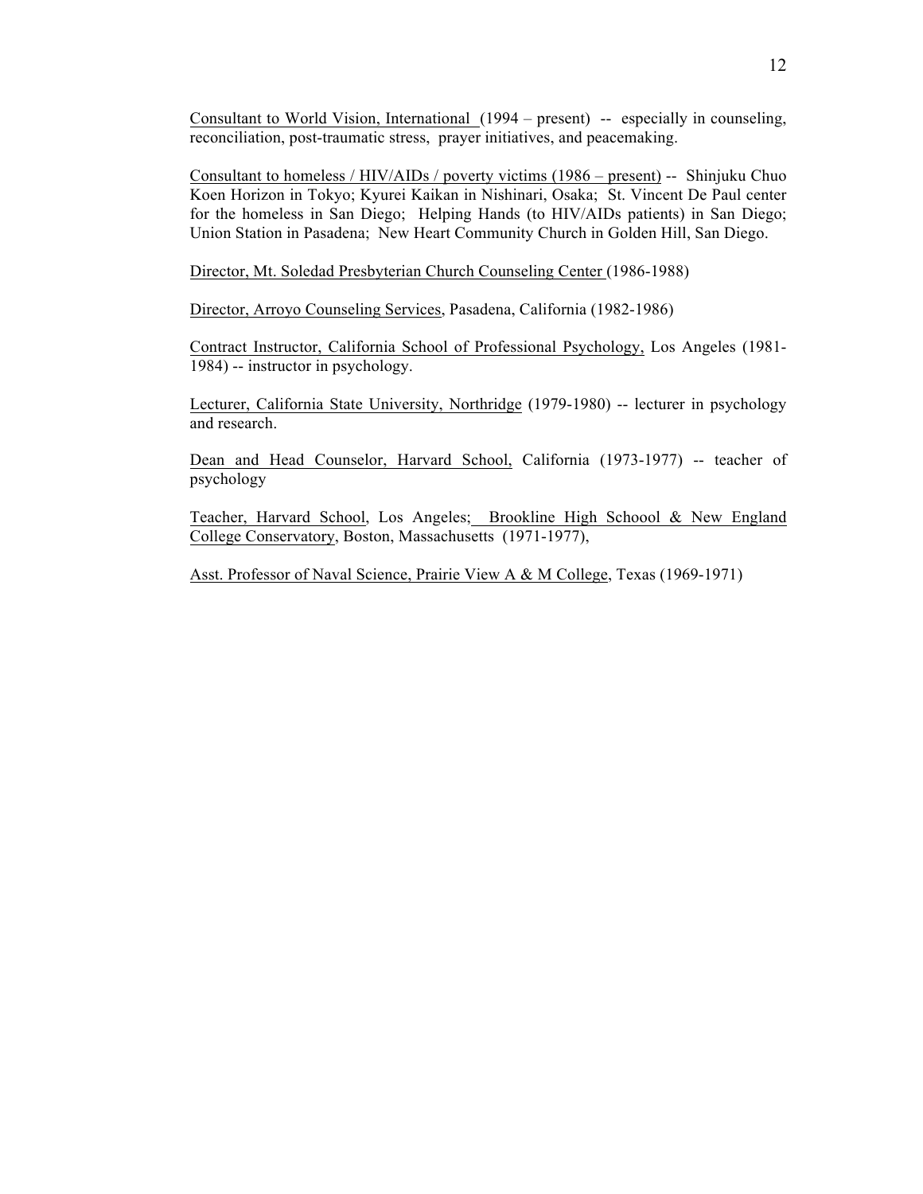Consultant to World Vision, International (1994 – present) -- especially in counseling, reconciliation, post-traumatic stress, prayer initiatives, and peacemaking.

Consultant to homeless / HIV/AIDs / poverty victims (1986 – present) -- Shinjuku Chuo Koen Horizon in Tokyo; Kyurei Kaikan in Nishinari, Osaka; St. Vincent De Paul center for the homeless in San Diego; Helping Hands (to HIV/AIDs patients) in San Diego; Union Station in Pasadena; New Heart Community Church in Golden Hill, San Diego.

Director, Mt. Soledad Presbyterian Church Counseling Center (1986-1988)

Director, Arroyo Counseling Services, Pasadena, California (1982-1986)

Contract Instructor, California School of Professional Psychology, Los Angeles (1981-1984) -- instructor in psychology.

Lecturer, California State University, Northridge (1979-1980) -- lecturer in psychology and research.

Dean and Head Counselor, Harvard School, California (1973-1977) -- teacher of psychology

Teacher, Harvard School, Los Angeles; Brookline High Schoool & New England College Conservatory, Boston, Massachusetts (1971-1977),

Asst. Professor of Naval Science, Prairie View A & M College, Texas (1969-1971)